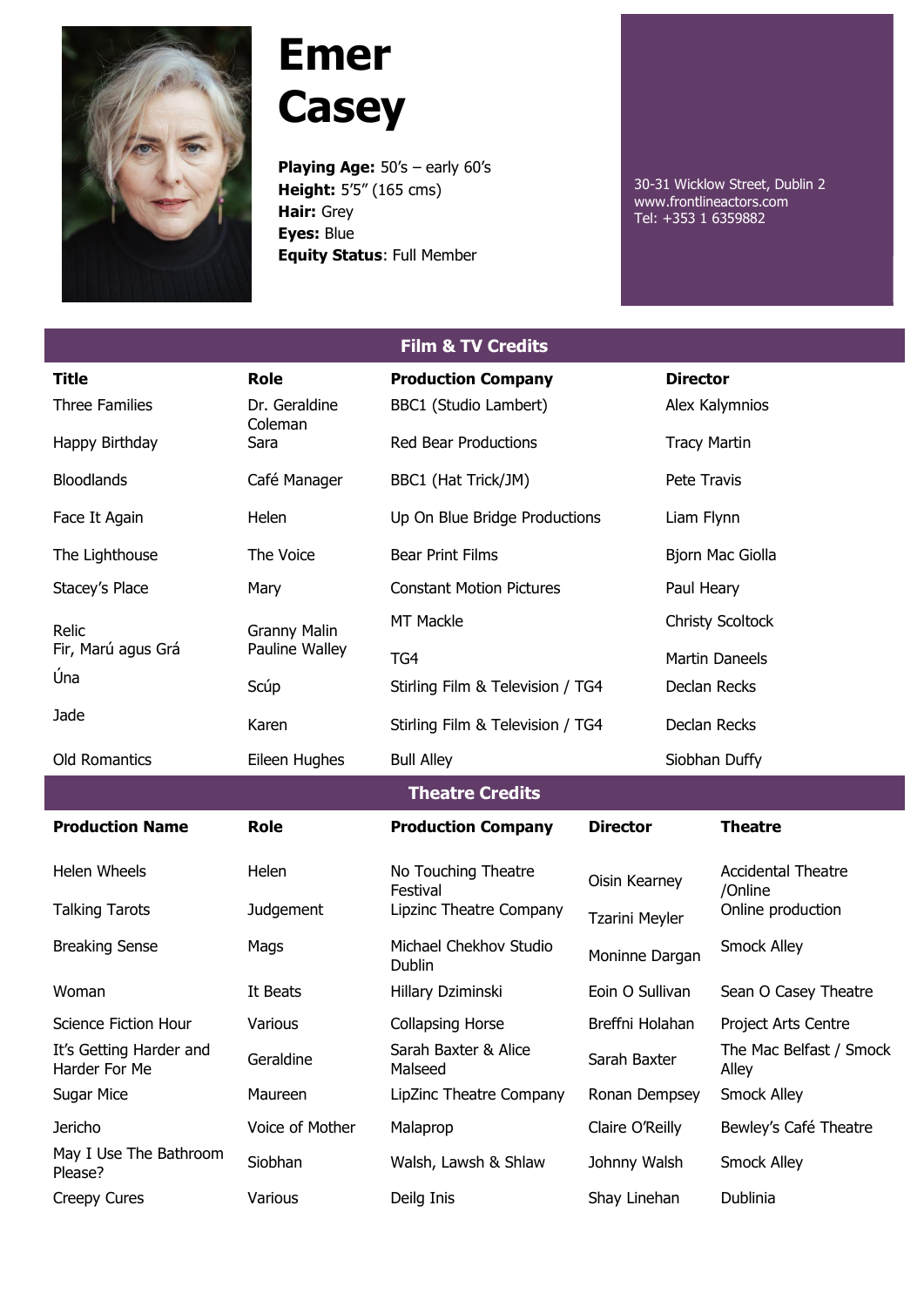# Emer Casey

**Playing Age:** 50's – early 60's
**Height:** 5'5" (165 cms)
**Hair:** Grey
**Eyes:** Blue
**Equity Status**: Full Member

30-31 Wicklow Street, Dublin 2
www.frontlineactors.com
Tel: +353 1 6359882

## Film & TV Credits

| Title | Role | Production Company | Director |
|---|---|---|---|
| Three Families | Dr. Geraldine Coleman | BBC1 (Studio Lambert) | Alex Kalymnios |
| Happy Birthday | Sara | Red Bear Productions | Tracy Martin |
| Bloodlands | Café Manager | BBC1 (Hat Trick/JM) | Pete Travis |
| Face It Again | Helen | Up On Blue Bridge Productions | Liam Flynn |
| The Lighthouse | The Voice | Bear Print Films | Bjorn Mac Giolla |
| Stacey's Place | Mary | Constant Motion Pictures | Paul Heary |
| Relic | Granny Malin | MT Mackle | Christy Scoltock |
| Fir, Marú agus Grá | Pauline Walley | TG4 | Martin Daneels |
| Úna | Scúp | Stirling Film & Television / TG4 | Declan Recks |
| Jade | Karen | Stirling Film & Television / TG4 | Declan Recks |
| Old Romantics | Eileen Hughes | Bull Alley | Siobhan Duffy |

## Theatre Credits

| Production Name | Role | Production Company | Director | Theatre |
|---|---|---|---|---|
| Helen Wheels | Helen | No Touching Theatre Festival | Oisin Kearney | Accidental Theatre /Online |
| Talking Tarots | Judgement | Lipzinc Theatre Company | Tzarini Meyler | Online production |
| Breaking Sense | Mags | Michael Chekhov Studio Dublin | Moninne Dargan | Smock Alley |
| Woman | It Beats | Hillary Dziminski | Eoin O Sullivan | Sean O Casey Theatre |
| Science Fiction Hour | Various | Collapsing Horse | Breffni Holahan | Project Arts Centre |
| It's Getting Harder and Harder For Me | Geraldine | Sarah Baxter & Alice Malseed | Sarah Baxter | The Mac Belfast / Smock Alley |
| Sugar Mice | Maureen | LipZinc Theatre Company | Ronan Dempsey | Smock Alley |
| Jericho | Voice of Mother | Malaprop | Claire O'Reilly | Bewley's Café Theatre |
| May I Use The Bathroom Please? | Siobhan | Walsh, Lawsh & Shlaw | Johnny Walsh | Smock Alley |
| Creepy Cures | Various | Deilg Inis | Shay Linehan | Dublinia |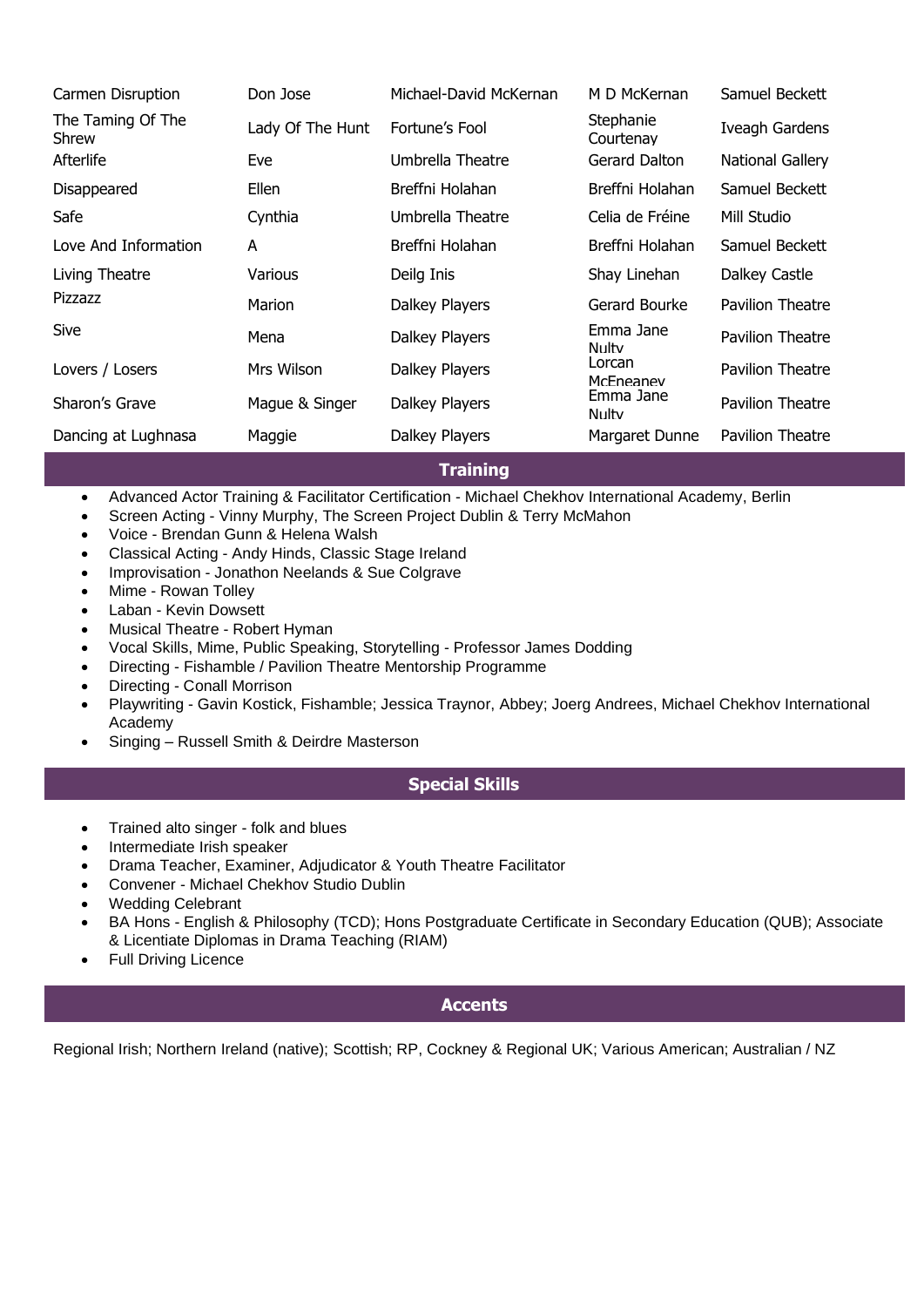| | | | | |
|---|---|---|---|---|
| Carmen Disruption | Don Jose | Michael-David McKernan | M D McKernan | Samuel Beckett |
| The Taming Of The Shrew | Lady Of The Hunt | Fortune's Fool | Stephanie Courtenay | Iveagh Gardens |
| Afterlife | Eve | Umbrella Theatre | Gerard Dalton | National Gallery |
| Disappeared | Ellen | Breffni Holahan | Breffni Holahan | Samuel Beckett |
| Safe | Cynthia | Umbrella Theatre | Celia de Fréine | Mill Studio |
| Love And Information | A | Breffni Holahan | Breffni Holahan | Samuel Beckett |
| Living Theatre | Various | Deilg Inis | Shay Linehan | Dalkey Castle |
| Pizzazz | Marion | Dalkey Players | Gerard Bourke | Pavilion Theatre |
| Sive | Mena | Dalkey Players | Emma Jane Nulty | Pavilion Theatre |
| Lovers / Losers | Mrs Wilson | Dalkey Players | Lorcan McEneaney | Pavilion Theatre |
| Sharon's Grave | Mague & Singer | Dalkey Players | Emma Jane Nulty | Pavilion Theatre |
| Dancing at Lughnasa | Maggie | Dalkey Players | Margaret Dunne | Pavilion Theatre |

## Training

- Advanced Actor Training & Facilitator Certification - Michael Chekhov International Academy, Berlin
- Screen Acting - Vinny Murphy, The Screen Project Dublin & Terry McMahon
- Voice - Brendan Gunn & Helena Walsh
- Classical Acting - Andy Hinds, Classic Stage Ireland
- Improvisation - Jonathon Neelands & Sue Colgrave
- Mime - Rowan Tolley
- Laban - Kevin Dowsett
- Musical Theatre - Robert Hyman
- Vocal Skills, Mime, Public Speaking, Storytelling - Professor James Dodding
- Directing - Fishamble / Pavilion Theatre Mentorship Programme
- Directing - Conall Morrison
- Playwriting - Gavin Kostick, Fishamble; Jessica Traynor, Abbey; Joerg Andrees, Michael Chekhov International Academy
- Singing – Russell Smith & Deirdre Masterson

## Special Skills

- Trained alto singer - folk and blues
- Intermediate Irish speaker
- Drama Teacher, Examiner, Adjudicator & Youth Theatre Facilitator
- Convener - Michael Chekhov Studio Dublin
- Wedding Celebrant
- BA Hons - English & Philosophy (TCD); Hons Postgraduate Certificate in Secondary Education (QUB); Associate & Licentiate Diplomas in Drama Teaching (RIAM)
- Full Driving Licence

## Accents

Regional Irish; Northern Ireland (native); Scottish; RP, Cockney & Regional UK; Various American; Australian / NZ